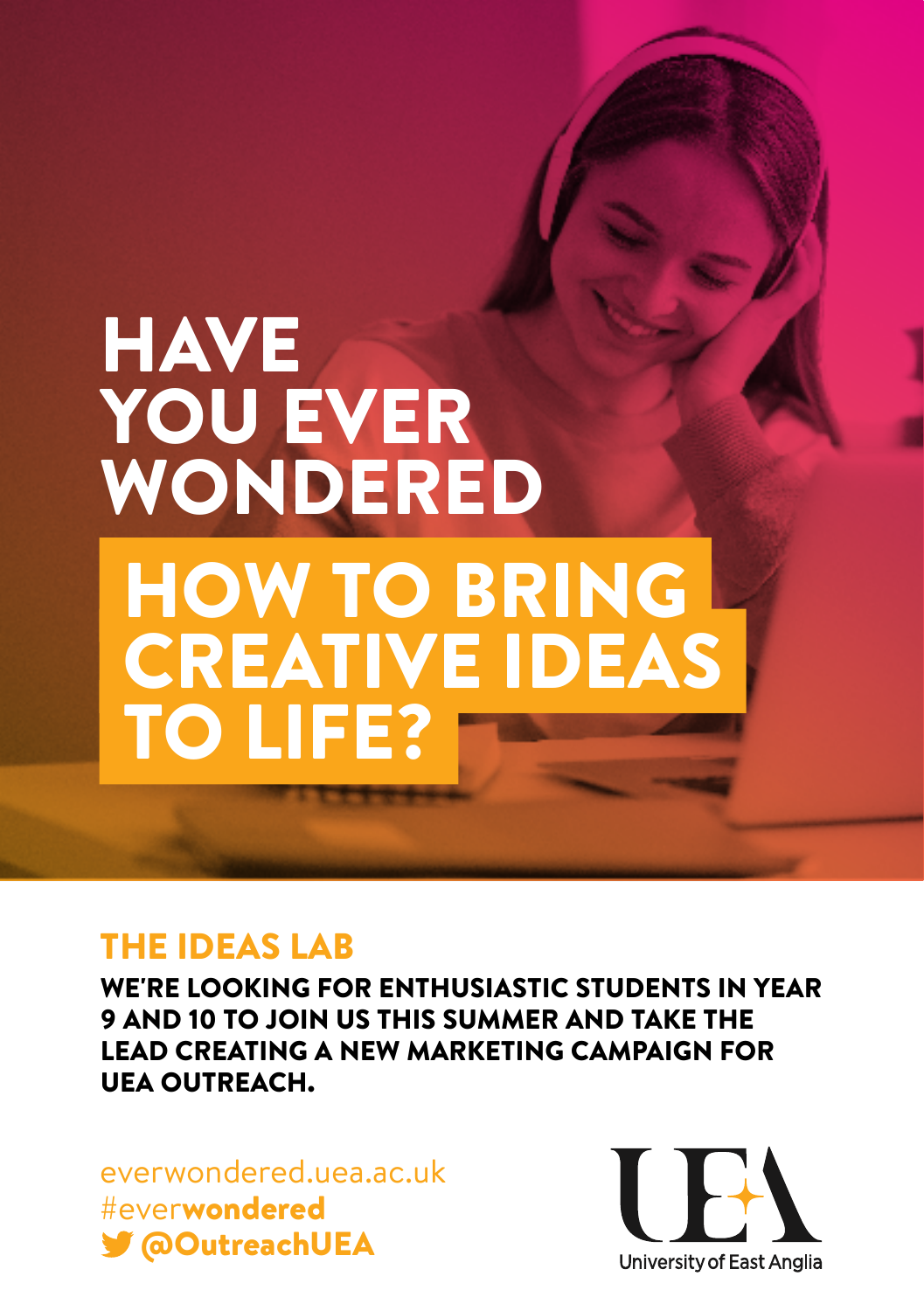# HAVE YOU EVER WONDERED HOW TO BRING CREATIVE IDEAS TO LIFE?

## THE IDEAS LAB

**WE'RE LOOKING FOR ENTHUSIASTIC STUDENTS IN YEAR 9 AND 10 TO JOIN US THIS SUMMER AND TAKE THE LEAD CREATING A NEW MARKETING CAMPAIGN FOR UEA OUTREACH.**

everwondered.uea.ac.uk
#ever**wondered**
**@OutreachUEA**

UEA
University of East Anglia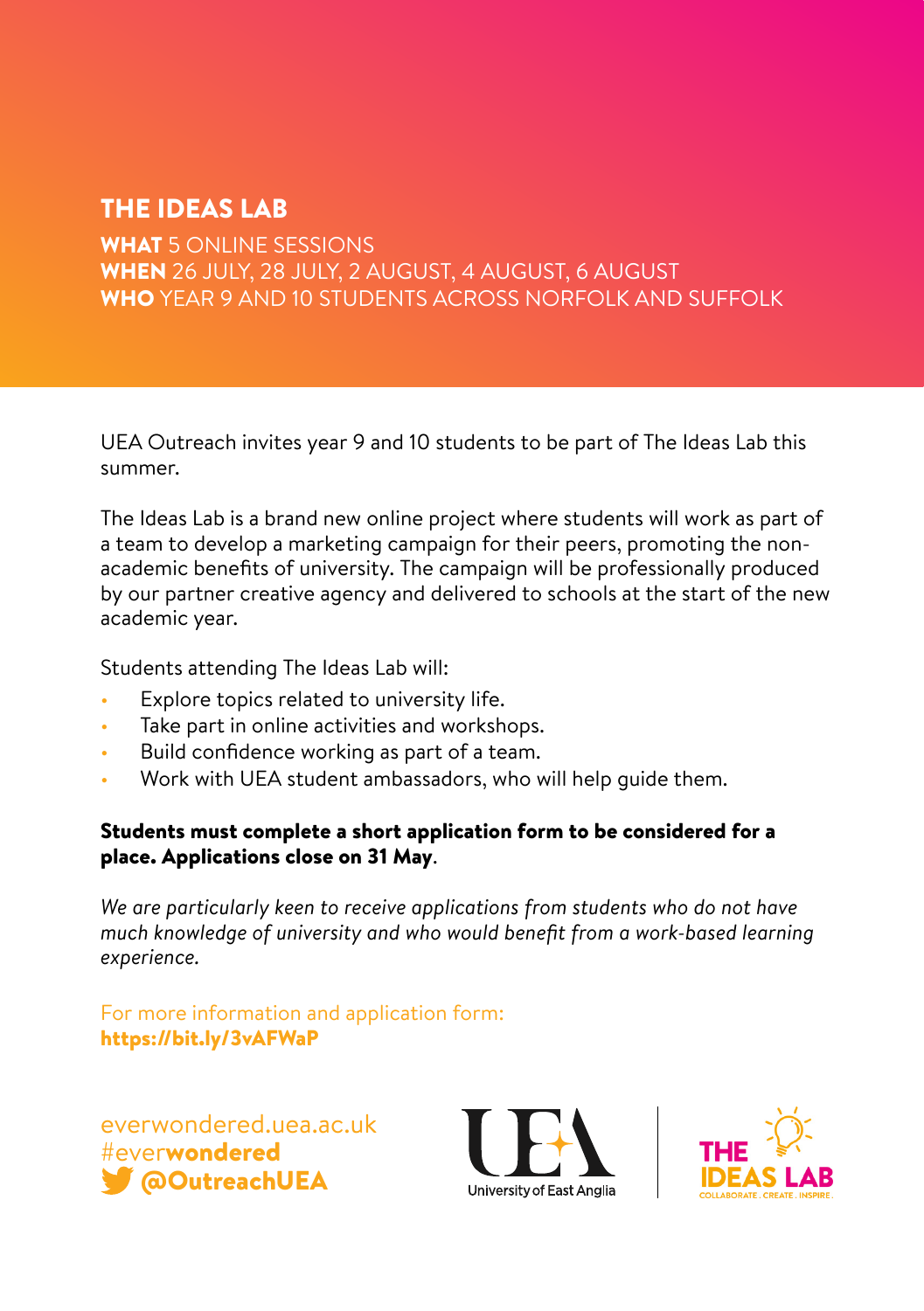# THE IDEAS LAB

**WHAT** 5 ONLINE SESSIONS
**WHEN** 26 JULY, 28 JULY, 2 AUGUST, 4 AUGUST, 6 AUGUST
**WHO** YEAR 9 AND 10 STUDENTS ACROSS NORFOLK AND SUFFOLK

UEA Outreach invites year 9 and 10 students to be part of The Ideas Lab this summer.

The Ideas Lab is a brand new online project where students will work as part of a team to develop a marketing campaign for their peers, promoting the non-academic benefits of university. The campaign will be professionally produced by our partner creative agency and delivered to schools at the start of the new academic year.

Students attending The Ideas Lab will:

- Explore topics related to university life.
- Take part in online activities and workshops.
- Build confidence working as part of a team.
- Work with UEA student ambassadors, who will help guide them.

**Students must complete a short application form to be considered for a place. Applications close on 31 May**.

*We are particularly keen to receive applications from students who do not have much knowledge of university and who would benefit from a work-based learning experience.*

For more information and application form:
**https://bit.ly/3vAFWaP**

everwondered.uea.ac.uk
#ever**wondered**
**@OutreachUEA**

University of East Anglia

THE IDEAS LAB
COLLABORATE . CREATE . INSPIRE .